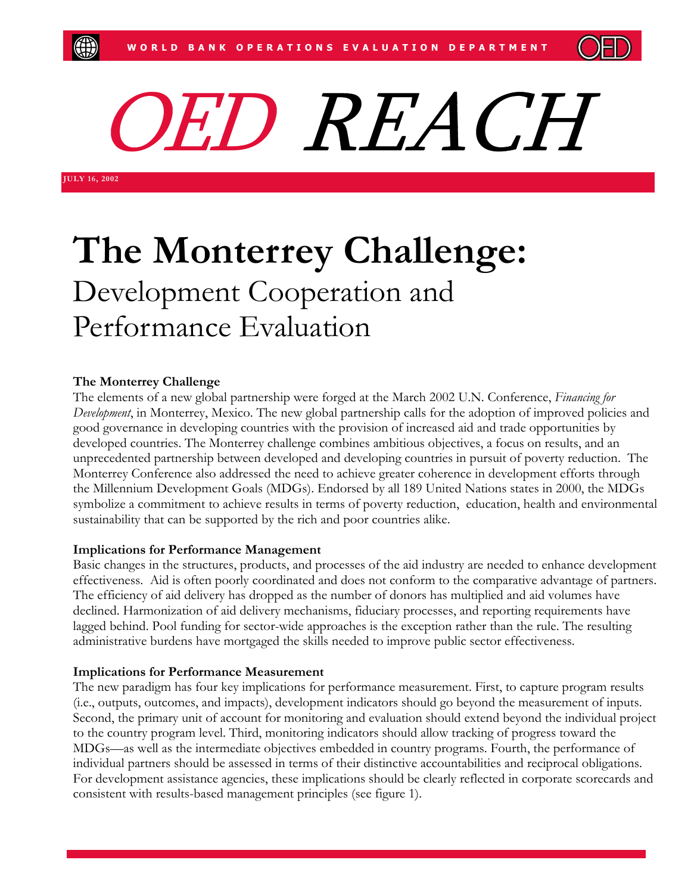WORLD BANK OPERATIONS EVALUATION DEPARTMENT

# OED REACH

JULY 16, 2002

# The Monterrey Challenge:
## Development Cooperation and Performance Evaluation

### The Monterrey Challenge

The elements of a new global partnership were forged at the March 2002 U.N. Conference, *Financing for Development*, in Monterrey, Mexico. The new global partnership calls for the adoption of improved policies and good governance in developing countries with the provision of increased aid and trade opportunities by developed countries. The Monterrey challenge combines ambitious objectives, a focus on results, and an unprecedented partnership between developed and developing countries in pursuit of poverty reduction. The Monterrey Conference also addressed the need to achieve greater coherence in development efforts through the Millennium Development Goals (MDGs). Endorsed by all 189 United Nations states in 2000, the MDGs symbolize a commitment to achieve results in terms of poverty reduction, education, health and environmental sustainability that can be supported by the rich and poor countries alike.

### Implications for Performance Management

Basic changes in the structures, products, and processes of the aid industry are needed to enhance development effectiveness. Aid is often poorly coordinated and does not conform to the comparative advantage of partners. The efficiency of aid delivery has dropped as the number of donors has multiplied and aid volumes have declined. Harmonization of aid delivery mechanisms, fiduciary processes, and reporting requirements have lagged behind. Pool funding for sector-wide approaches is the exception rather than the rule. The resulting administrative burdens have mortgaged the skills needed to improve public sector effectiveness.

### Implications for Performance Measurement

The new paradigm has four key implications for performance measurement. First, to capture program results (i.e., outputs, outcomes, and impacts), development indicators should go beyond the measurement of inputs. Second, the primary unit of account for monitoring and evaluation should extend beyond the individual project to the country program level. Third, monitoring indicators should allow tracking of progress toward the MDGs—as well as the intermediate objectives embedded in country programs. Fourth, the performance of individual partners should be assessed in terms of their distinctive accountabilities and reciprocal obligations. For development assistance agencies, these implications should be clearly reflected in corporate scorecards and consistent with results-based management principles (see figure 1).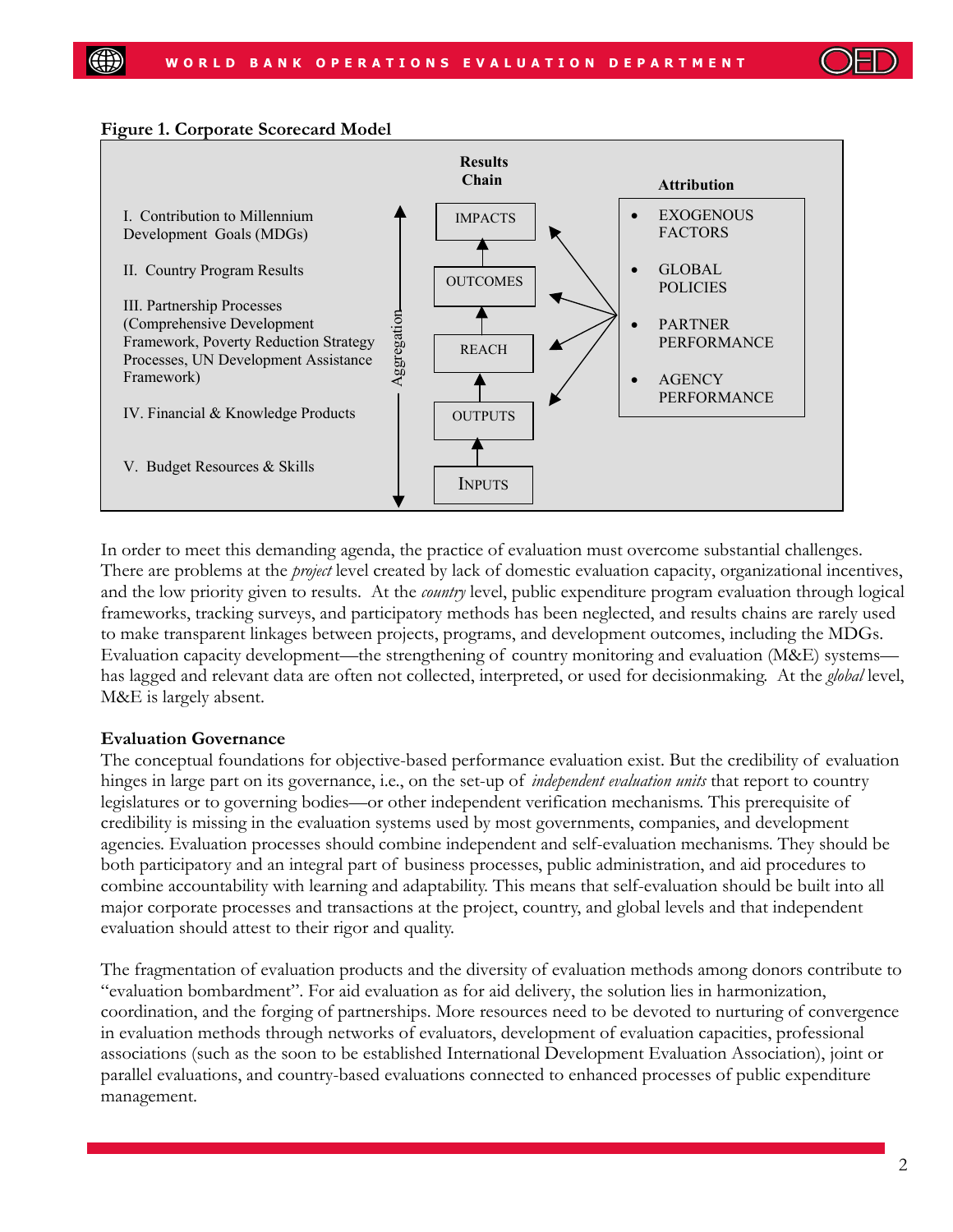**Figure 1. Corporate Scorecard Model**

| Aggregation levels | Results Chain | Attribution |
| --- | --- | --- |
| I. Contribution to Millennium Development Goals (MDGs) | IMPACTS | EXOGENOUS FACTORS |
| II. Country Program Results | OUTCOMES | GLOBAL POLICIES |
| III. Partnership Processes (Comprehensive Development Framework, Poverty Reduction Strategy Processes, UN Development Assistance Framework) | REACH | PARTNER PERFORMANCE |
| IV. Financial & Knowledge Products | OUTPUTS | AGENCY PERFORMANCE |
| V. Budget Resources & Skills | INPUTS | |

In order to meet this demanding agenda, the practice of evaluation must overcome substantial challenges. There are problems at the *project* level created by lack of domestic evaluation capacity, organizational incentives, and the low priority given to results. At the *country* level, public expenditure program evaluation through logical frameworks, tracking surveys, and participatory methods has been neglected, and results chains are rarely used to make transparent linkages between projects, programs, and development outcomes, including the MDGs. Evaluation capacity development—the strengthening of country monitoring and evaluation (M&E) systems—has lagged and relevant data are often not collected, interpreted, or used for decisionmaking. At the *global* level, M&E is largely absent.

**Evaluation Governance**

The conceptual foundations for objective-based performance evaluation exist. But the credibility of evaluation hinges in large part on its governance, i.e., on the set-up of *independent evaluation units* that report to country legislatures or to governing bodies—or other independent verification mechanisms. This prerequisite of credibility is missing in the evaluation systems used by most governments, companies, and development agencies. Evaluation processes should combine independent and self-evaluation mechanisms. They should be both participatory and an integral part of business processes, public administration, and aid procedures to combine accountability with learning and adaptability. This means that self-evaluation should be built into all major corporate processes and transactions at the project, country, and global levels and that independent evaluation should attest to their rigor and quality.

The fragmentation of evaluation products and the diversity of evaluation methods among donors contribute to "evaluation bombardment". For aid evaluation as for aid delivery, the solution lies in harmonization, coordination, and the forging of partnerships. More resources need to be devoted to nurturing of convergence in evaluation methods through networks of evaluators, development of evaluation capacities, professional associations (such as the soon to be established International Development Evaluation Association), joint or parallel evaluations, and country-based evaluations connected to enhanced processes of public expenditure management.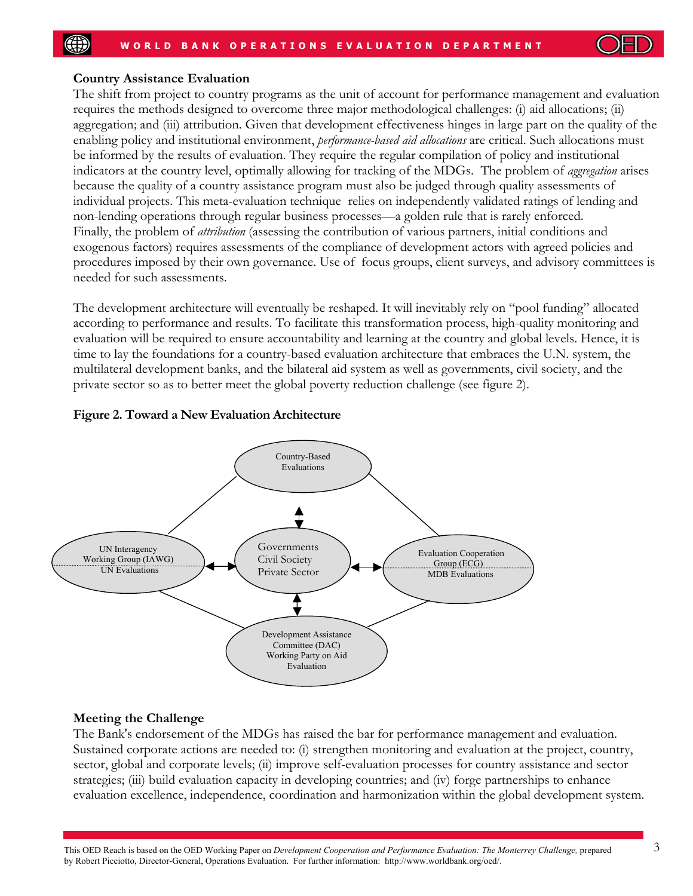### Country Assistance Evaluation

The shift from project to country programs as the unit of account for performance management and evaluation requires the methods designed to overcome three major methodological challenges: (i) aid allocations; (ii) aggregation; and (iii) attribution. Given that development effectiveness hinges in large part on the quality of the enabling policy and institutional environment, *performance-based aid allocations* are critical. Such allocations must be informed by the results of evaluation. They require the regular compilation of policy and institutional indicators at the country level, optimally allowing for tracking of the MDGs. The problem of *aggregation* arises because the quality of a country assistance program must also be judged through quality assessments of individual projects. This meta-evaluation technique relies on independently validated ratings of lending and non-lending operations through regular business processes—a golden rule that is rarely enforced. Finally, the problem of *attribution* (assessing the contribution of various partners, initial conditions and exogenous factors) requires assessments of the compliance of development actors with agreed policies and procedures imposed by their own governance. Use of focus groups, client surveys, and advisory committees is needed for such assessments.

The development architecture will eventually be reshaped. It will inevitably rely on "pool funding" allocated according to performance and results. To facilitate this transformation process, high-quality monitoring and evaluation will be required to ensure accountability and learning at the country and global levels. Hence, it is time to lay the foundations for a country-based evaluation architecture that embraces the U.N. system, the multilateral development banks, and the bilateral aid system as well as governments, civil society, and the private sector so as to better meet the global poverty reduction challenge (see figure 2).

**Figure 2. Toward a New Evaluation Architecture**

Country-Based Evaluations

UN Interagency Working Group (IAWG)
UN Evaluations

Governments
Civil Society
Private Sector

Evaluation Cooperation Group (ECG)
MDB Evaluations

Development Assistance Committee (DAC) Working Party on Aid Evaluation

### Meeting the Challenge

The Bank's endorsement of the MDGs has raised the bar for performance management and evaluation. Sustained corporate actions are needed to: (i) strengthen monitoring and evaluation at the project, country, sector, global and corporate levels; (ii) improve self-evaluation processes for country assistance and sector strategies; (iii) build evaluation capacity in developing countries; and (iv) forge partnerships to enhance evaluation excellence, independence, coordination and harmonization within the global development system.

This OED Reach is based on the OED Working Paper on *Development Cooperation and Performance Evaluation: The Monterrey Challenge,* prepared by Robert Picciotto, Director-General, Operations Evaluation. For further information: http://www.worldbank.org/oed/.